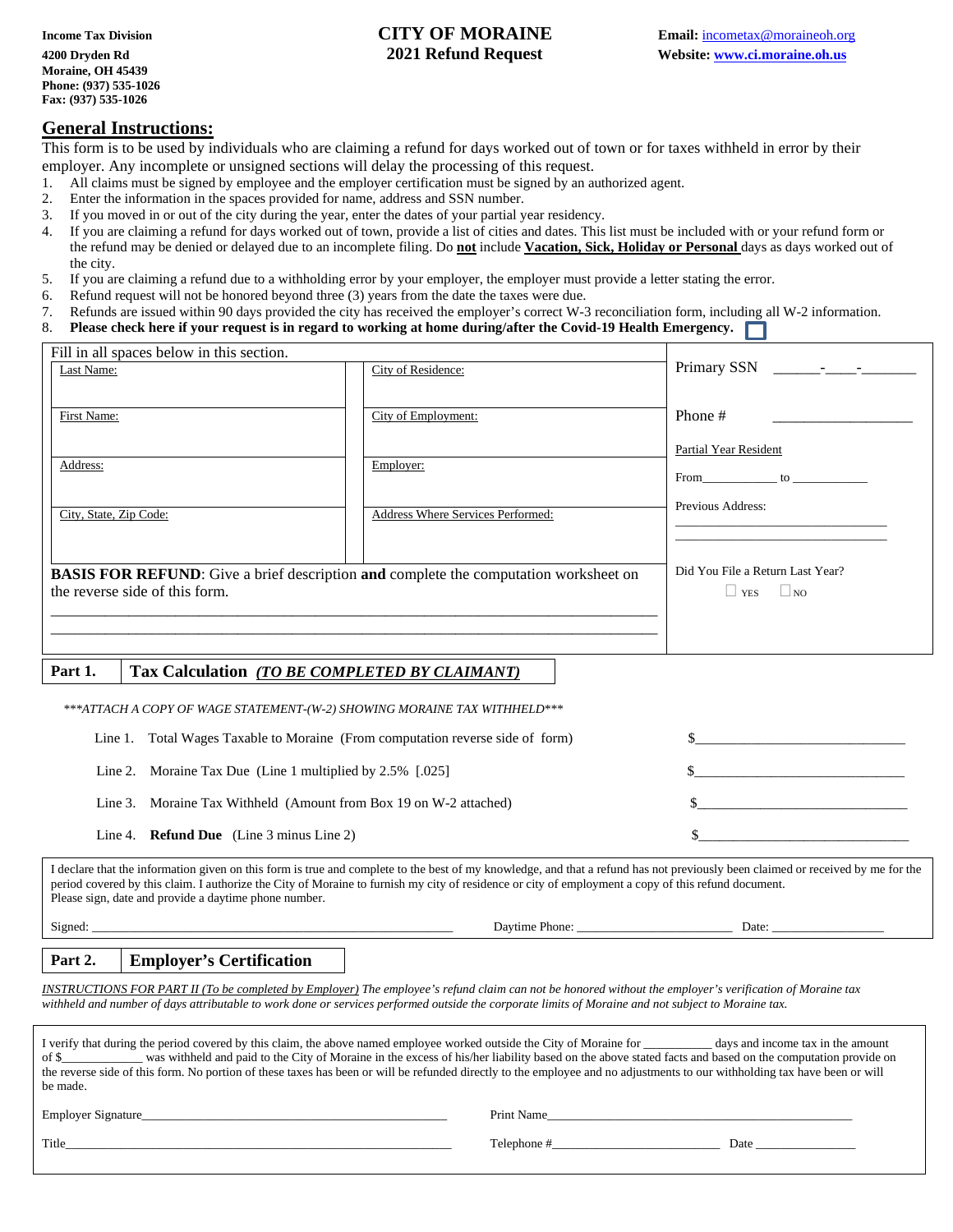**Income Tax Division**
**4200 Dryden Rd**
**Moraine, OH 45439**
**Phone: (937) 535-1026**
**Fax: (937) 535-1026**

# CITY OF MORAINE
## 2021 Refund Request

**Email:** incometax@moraineoh.org
**Website:** www.ci.moraine.oh.us

## General Instructions:

This form is to be used by individuals who are claiming a refund for days worked out of town or for taxes withheld in error by their employer. Any incomplete or unsigned sections will delay the processing of this request.

1. All claims must be signed by employee and the employer certification must be signed by an authorized agent.
2. Enter the information in the spaces provided for name, address and SSN number.
3. If you moved in or out of the city during the year, enter the dates of your partial year residency.
4. If you are claiming a refund for days worked out of town, provide a list of cities and dates. This list must be included with or your refund form or the refund may be denied or delayed due to an incomplete filing. Do **not** include **Vacation, Sick, Holiday or Personal** days as days worked out of the city.
5. If you are claiming a refund due to a withholding error by your employer, the employer must provide a letter stating the error.
6. Refund request will not be honored beyond three (3) years from the date the taxes were due.
7. Refunds are issued within 90 days provided the city has received the employer's correct W-3 reconciliation form, including all W-2 information.
8. **Please check here if your request is in regard to working at home during/after the Covid-19 Health Emergency.** ☐

Fill in all spaces below in this section.

| | | |
|---|---|---|
| Last Name: | City of Residence: | Primary SSN ______-____-_______ |
| First Name: | City of Employment: | Phone # ___________________ |
| Address: | Employer: | Partial Year Resident<br>From___________ to ___________ |
| City, State, Zip Code: | Address Where Services Performed: | Previous Address:<br>_______________________________<br>_______________________________ |

**BASIS FOR REFUND**: Give a brief description **and** complete the computation worksheet on the reverse side of this form.

______________________________________________________________________________

______________________________________________________________________________

Did You File a Return Last Year? ☐ YES ☐ NO

## Part 1. Tax Calculation *(TO BE COMPLETED BY CLAIMANT)*

****ATTACH A COPY OF WAGE STATEMENT-(W-2) SHOWING MORAINE TAX WITHHELD****

Line 1. Total Wages Taxable to Moraine (From computation reverse side of form) $______________________________

Line 2. Moraine Tax Due (Line 1 multiplied by 2.5% [.025] $______________________________

Line 3. Moraine Tax Withheld (Amount from Box 19 on W-2 attached) $______________________________

Line 4. **Refund Due** (Line 3 minus Line 2) $______________________________

I declare that the information given on this form is true and complete to the best of my knowledge, and that a refund has not previously been claimed or received by me for the period covered by this claim. I authorize the City of Moraine to furnish my city of residence or city of employment a copy of this refund document.
Please sign, date and provide a daytime phone number.

Signed: ________________________________________________ Daytime Phone: ________________________ Date: _________________

## Part 2. Employer's Certification

*INSTRUCTIONS FOR PART II (To be completed by Employer) The employee's refund claim can not be honored without the employer's verification of Moraine tax withheld and number of days attributable to work done or services performed outside the corporate limits of Moraine and not subject to Moraine tax.*

I verify that during the period covered by this claim, the above named employee worked outside the City of Moraine for __________ days and income tax in the amount of $____________ was withheld and paid to the City of Moraine in the excess of his/her liability based on the above stated facts and based on the computation provide on the reverse side of this form. No portion of these taxes has been or will be refunded directly to the employee and no adjustments to our withholding tax have been or will be made.

Employer Signature_____________________________________________ Print Name_____________________________________________

Title_____________________________________________ Telephone #_________________________ Date _______________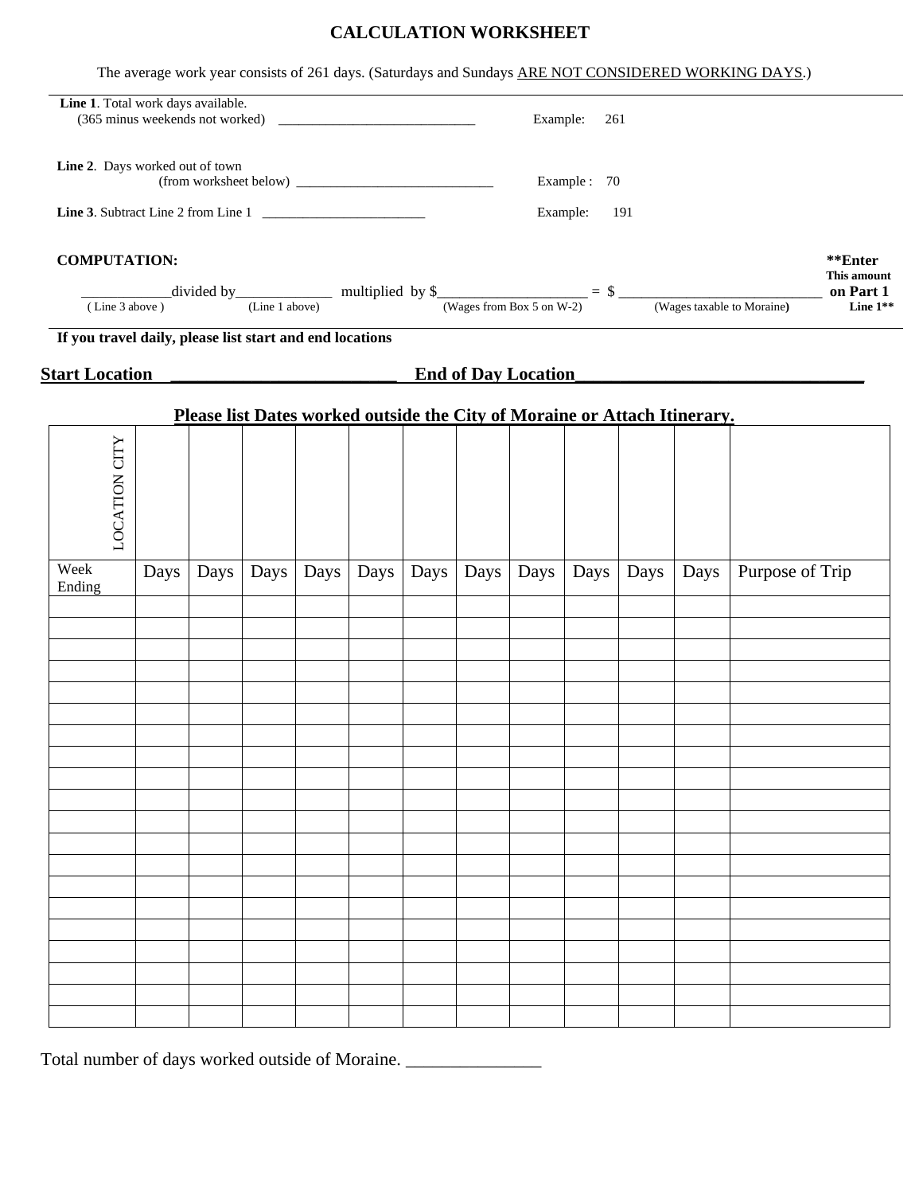# CALCULATION WORKSHEET

The average work year consists of 261 days. (Saturdays and Sundays ARE NOT CONSIDERED WORKING DAYS.)

**Line 1**. Total work days available.
(365 minus weekends not worked) ____________________________ Example: 261

**Line 2**. Days worked out of town
(from worksheet below) ____________________________ Example : 70

**Line 3**. Subtract Line 2 from Line 1 ________________________ Example: 191

**COMPUTATION:**

___________divided by____________ multiplied by $___________________ = $ __________________________
( Line 3 above ) (Line 1 above) (Wages from Box 5 on W-2) (Wages taxable to Moraine)

****Enter This amount on Part 1 Line 1****

**If you travel daily, please list start and end locations**

**Start Location ________________________ End of Day Location______________________________**

**Please list Dates worked outside the City of Moraine or Attach Itinerary.**

| LOCATION CITY | | | | | | | | | | | | |
|---|---|---|---|---|---|---|---|---|---|---|---|---|
| Week Ending | Days | Days | Days | Days | Days | Days | Days | Days | Days | Days | Days | Purpose of Trip |
| | | | | | | | | | | | | |
| | | | | | | | | | | | | |
| | | | | | | | | | | | | |
| | | | | | | | | | | | | |
| | | | | | | | | | | | | |
| | | | | | | | | | | | | |
| | | | | | | | | | | | | |
| | | | | | | | | | | | | |
| | | | | | | | | | | | | |
| | | | | | | | | | | | | |
| | | | | | | | | | | | | |
| | | | | | | | | | | | | |
| | | | | | | | | | | | | |
| | | | | | | | | | | | | |
| | | | | | | | | | | | | |
| | | | | | | | | | | | | |
| | | | | | | | | | | | | |
| | | | | | | | | | | | | |
| | | | | | | | | | | | | |
| | | | | | | | | | | | | |

Total number of days worked outside of Moraine. _______________